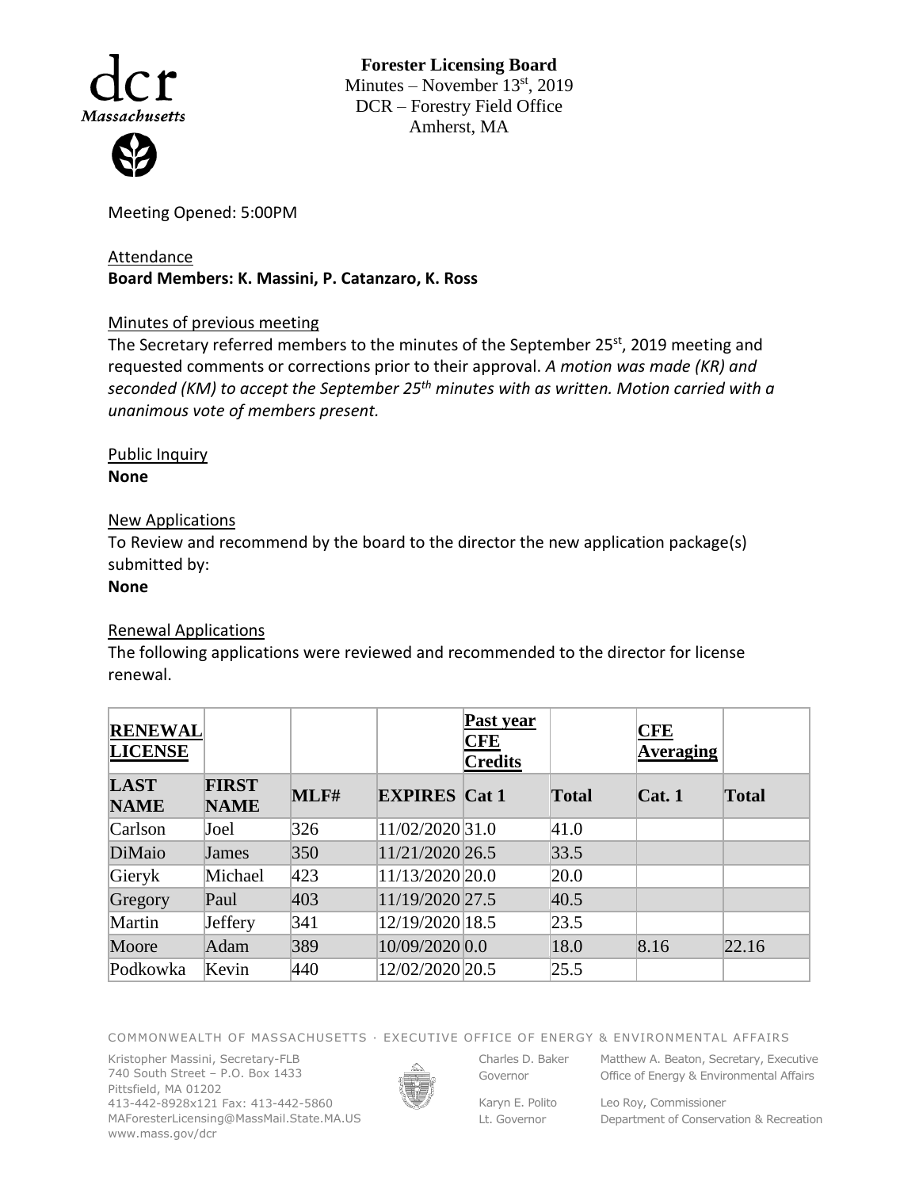**Forester Licensing Board**
Minutes – November 13[st], 2019
DCR – Forestry Field Office
Amherst, MA

Meeting Opened: 5:00PM

Attendance
**Board Members: K. Massini, P. Catanzaro, K. Ross**

Minutes of previous meeting
The Secretary referred members to the minutes of the September 25[st], 2019 meeting and requested comments or corrections prior to their approval. *A motion was made (KR) and seconded (KM) to accept the September 25[th] minutes with as written. Motion carried with a unanimous vote of members present.*

Public Inquiry
**None**

New Applications
To Review and recommend by the board to the director the new application package(s) submitted by:
**None**

Renewal Applications
The following applications were reviewed and recommended to the director for license renewal.

| **RENEWAL LICENSE** | | | | **Past year CFE Credits** | | **CFE Averaging** | |
|---|---|---|---|---|---|---|---|
| **LAST NAME** | **FIRST NAME** | **MLF#** | **EXPIRES** | **Cat 1** | **Total** | **Cat. 1** | **Total** |
| Carlson | Joel | 326 | 11/02/2020 | 31.0 | 41.0 | | |
| DiMaio | James | 350 | 11/21/2020 | 26.5 | 33.5 | | |
| Gieryk | Michael | 423 | 11/13/2020 | 20.0 | 20.0 | | |
| Gregory | Paul | 403 | 11/19/2020 | 27.5 | 40.5 | | |
| Martin | Jeffery | 341 | 12/19/2020 | 18.5 | 23.5 | | |
| Moore | Adam | 389 | 10/09/2020 | 0.0 | 18.0 | 8.16 | 22.16 |
| Podkowka | Kevin | 440 | 12/02/2020 | 20.5 | 25.5 | | |

COMMONWEALTH OF MASSACHUSETTS · EXECUTIVE OFFICE OF ENERGY & ENVIRONMENTAL AFFAIRS

Kristopher Massini, Secretary-FLB
740 South Street – P.O. Box 1433
Pittsfield, MA 01202
413-442-8928x121 Fax: 413-442-5860
MAForesterLicensing@MassMail.State.MA.US
www.mass.gov/dcr

Charles D. Baker
Governor

Karyn E. Polito
Lt. Governor

Matthew A. Beaton, Secretary, Executive Office of Energy & Environmental Affairs

Leo Roy, Commissioner
Department of Conservation & Recreation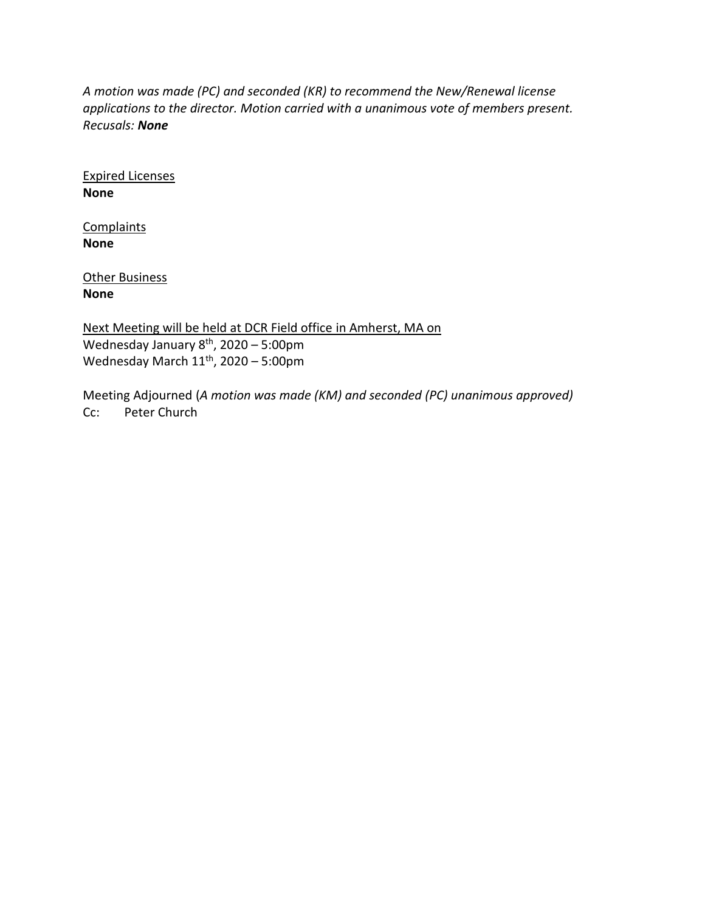*A motion was made (PC) and seconded (KR) to recommend the New/Renewal license applications to the director. Motion carried with a unanimous vote of members present. Recusals: **None***

Expired Licenses
**None**

Complaints
**None**

Other Business
**None**

Next Meeting will be held at DCR Field office in Amherst, MA on
Wednesday January 8th, 2020 – 5:00pm
Wednesday March 11th, 2020 – 5:00pm

Meeting Adjourned (*A motion was made (KM) and seconded (PC) unanimous approved)*
Cc: Peter Church